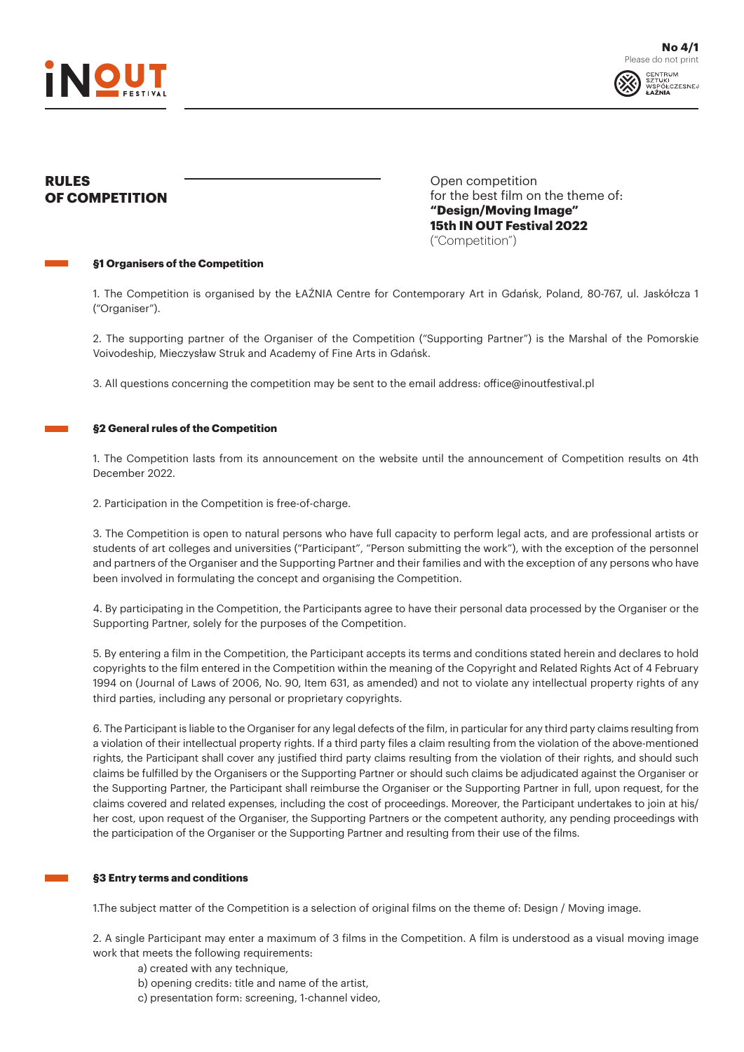# RULES OF COMPETITION

Open competition
for the best film on the theme of:
**"Design/Moving Image"**
**15th IN OUT Festival 2022**
("Competition")

## §1 Organisers of the Competition

1. The Competition is organised by the ŁAŹNIA Centre for Contemporary Art in Gdańsk, Poland, 80-767, ul. Jaskółcza 1 ("Organiser").

2. The supporting partner of the Organiser of the Competition ("Supporting Partner") is the Marshal of the Pomorskie Voivodeship, Mieczysław Struk and Academy of Fine Arts in Gdańsk.

3. All questions concerning the competition may be sent to the email address: office@inoutfestival.pl

## §2 General rules of the Competition

1. The Competition lasts from its announcement on the website until the announcement of Competition results on 4th December 2022.

2. Participation in the Competition is free-of-charge.

3. The Competition is open to natural persons who have full capacity to perform legal acts, and are professional artists or students of art colleges and universities ("Participant", "Person submitting the work"), with the exception of the personnel and partners of the Organiser and the Supporting Partner and their families and with the exception of any persons who have been involved in formulating the concept and organising the Competition.

4. By participating in the Competition, the Participants agree to have their personal data processed by the Organiser or the Supporting Partner, solely for the purposes of the Competition.

5. By entering a film in the Competition, the Participant accepts its terms and conditions stated herein and declares to hold copyrights to the film entered in the Competition within the meaning of the Copyright and Related Rights Act of 4 February 1994 on (Journal of Laws of 2006, No. 90, Item 631, as amended) and not to violate any intellectual property rights of any third parties, including any personal or proprietary copyrights.

6. The Participant is liable to the Organiser for any legal defects of the film, in particular for any third party claims resulting from a violation of their intellectual property rights. If a third party files a claim resulting from the violation of the above-mentioned rights, the Participant shall cover any justified third party claims resulting from the violation of their rights, and should such claims be fulfilled by the Organisers or the Supporting Partner or should such claims be adjudicated against the Organiser or the Supporting Partner, the Participant shall reimburse the Organiser or the Supporting Partner in full, upon request, for the claims covered and related expenses, including the cost of proceedings. Moreover, the Participant undertakes to join at his/her cost, upon request of the Organiser, the Supporting Partners or the competent authority, any pending proceedings with the participation of the Organiser or the Supporting Partner and resulting from their use of the films.

## §3 Entry terms and conditions

1.The subject matter of the Competition is a selection of original films on the theme of: Design / Moving image.

2. A single Participant may enter a maximum of 3 films in the Competition. A film is understood as a visual moving image work that meets the following requirements:

a) created with any technique,
b) opening credits: title and name of the artist,
c) presentation form: screening, 1-channel video,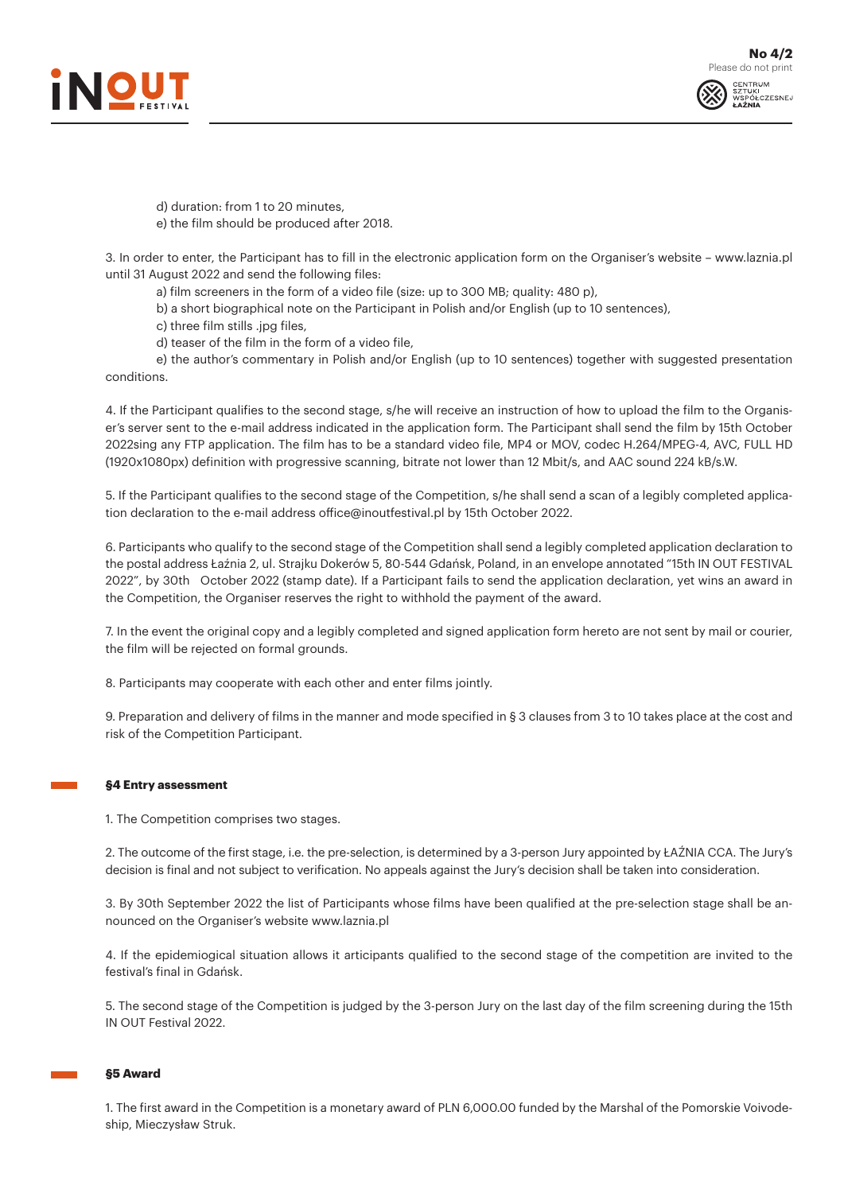d) duration: from 1 to 20 minutes,
e) the film should be produced after 2018.

3. In order to enter, the Participant has to fill in the electronic application form on the Organiser's website – www.laznia.pl until 31 August 2022 and send the following files:
a) film screeners in the form of a video file (size: up to 300 MB; quality: 480 p),
b) a short biographical note on the Participant in Polish and/or English (up to 10 sentences),
c) three film stills .jpg files,
d) teaser of the film in the form of a video file,
e) the author's commentary in Polish and/or English (up to 10 sentences) together with suggested presentation conditions.

4. If the Participant qualifies to the second stage, s/he will receive an instruction of how to upload the film to the Organiser's server sent to the e-mail address indicated in the application form. The Participant shall send the film by 15th October 2022sing any FTP application. The film has to be a standard video file, MP4 or MOV, codec H.264/MPEG-4, AVC, FULL HD (1920x1080px) definition with progressive scanning, bitrate not lower than 12 Mbit/s, and AAC sound 224 kB/s.W.

5. If the Participant qualifies to the second stage of the Competition, s/he shall send a scan of a legibly completed application declaration to the e-mail address office@inoutfestival.pl by 15th October 2022.

6. Participants who qualify to the second stage of the Competition shall send a legibly completed application declaration to the postal address Łaźnia 2, ul. Strajku Dokerów 5, 80-544 Gdańsk, Poland, in an envelope annotated "15th IN OUT FESTIVAL 2022", by 30th October 2022 (stamp date). If a Participant fails to send the application declaration, yet wins an award in the Competition, the Organiser reserves the right to withhold the payment of the award.

7. In the event the original copy and a legibly completed and signed application form hereto are not sent by mail or courier, the film will be rejected on formal grounds.

8. Participants may cooperate with each other and enter films jointly.

9. Preparation and delivery of films in the manner and mode specified in § 3 clauses from 3 to 10 takes place at the cost and risk of the Competition Participant.

## §4 Entry assessment

1. The Competition comprises two stages.

2. The outcome of the first stage, i.e. the pre-selection, is determined by a 3-person Jury appointed by ŁAŹNIA CCA. The Jury's decision is final and not subject to verification. No appeals against the Jury's decision shall be taken into consideration.

3. By 30th September 2022 the list of Participants whose films have been qualified at the pre-selection stage shall be announced on the Organiser's website www.laznia.pl

4. If the epidemiogical situation allows it articipants qualified to the second stage of the competition are invited to the festival's final in Gdańsk.

5. The second stage of the Competition is judged by the 3-person Jury on the last day of the film screening during the 15th IN OUT Festival 2022.

## §5 Award

1. The first award in the Competition is a monetary award of PLN 6,000.00 funded by the Marshal of the Pomorskie Voivodeship, Mieczysław Struk.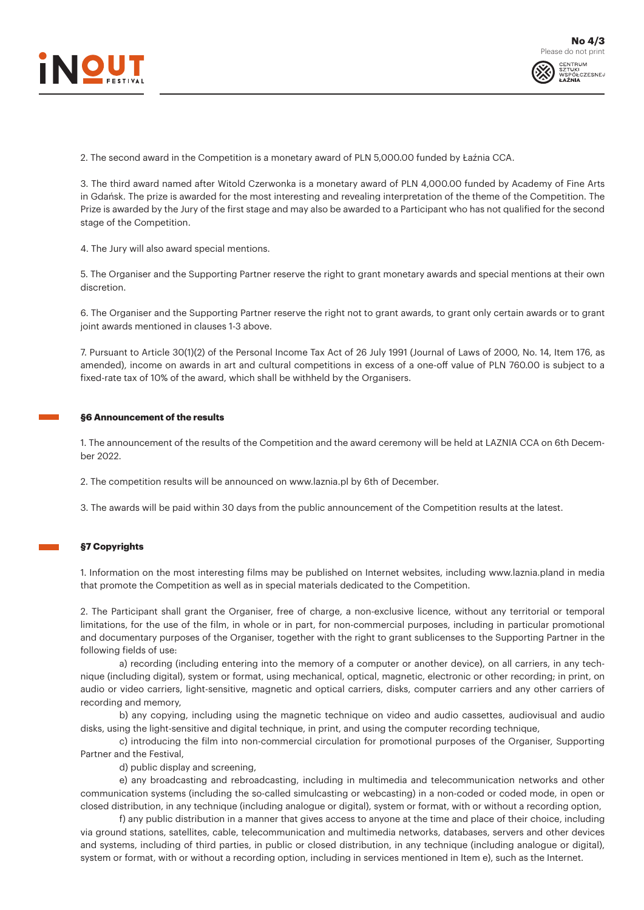2. The second award in the Competition is a monetary award of PLN 5,000.00 funded by Łaźnia CCA.

3. The third award named after Witold Czerwonka is a monetary award of PLN 4,000.00 funded by Academy of Fine Arts in Gdańsk. The prize is awarded for the most interesting and revealing interpretation of the theme of the Competition. The Prize is awarded by the Jury of the first stage and may also be awarded to a Participant who has not qualified for the second stage of the Competition.

4. The Jury will also award special mentions.

5. The Organiser and the Supporting Partner reserve the right to grant monetary awards and special mentions at their own discretion.

6. The Organiser and the Supporting Partner reserve the right not to grant awards, to grant only certain awards or to grant joint awards mentioned in clauses 1-3 above.

7. Pursuant to Article 30(1)(2) of the Personal Income Tax Act of 26 July 1991 (Journal of Laws of 2000, No. 14, Item 176, as amended), income on awards in art and cultural competitions in excess of a one-off value of PLN 760.00 is subject to a fixed-rate tax of 10% of the award, which shall be withheld by the Organisers.

## §6 Announcement of the results

1. The announcement of the results of the Competition and the award ceremony will be held at LAZNIA CCA on 6th December 2022.

2. The competition results will be announced on www.laznia.pl by 6th of December.

3. The awards will be paid within 30 days from the public announcement of the Competition results at the latest.

## §7 Copyrights

1. Information on the most interesting films may be published on Internet websites, including www.laznia.pland in media that promote the Competition as well as in special materials dedicated to the Competition.

2. The Participant shall grant the Organiser, free of charge, a non-exclusive licence, without any territorial or temporal limitations, for the use of the film, in whole or in part, for non-commercial purposes, including in particular promotional and documentary purposes of the Organiser, together with the right to grant sublicenses to the Supporting Partner in the following fields of use:

a) recording (including entering into the memory of a computer or another device), on all carriers, in any technique (including digital), system or format, using mechanical, optical, magnetic, electronic or other recording; in print, on audio or video carriers, light-sensitive, magnetic and optical carriers, disks, computer carriers and any other carriers of recording and memory,

b) any copying, including using the magnetic technique on video and audio cassettes, audiovisual and audio disks, using the light-sensitive and digital technique, in print, and using the computer recording technique,

c) introducing the film into non-commercial circulation for promotional purposes of the Organiser, Supporting Partner and the Festival,

d) public display and screening,

e) any broadcasting and rebroadcasting, including in multimedia and telecommunication networks and other communication systems (including the so-called simulcasting or webcasting) in a non-coded or coded mode, in open or closed distribution, in any technique (including analogue or digital), system or format, with or without a recording option,

f) any public distribution in a manner that gives access to anyone at the time and place of their choice, including via ground stations, satellites, cable, telecommunication and multimedia networks, databases, servers and other devices and systems, including of third parties, in public or closed distribution, in any technique (including analogue or digital), system or format, with or without a recording option, including in services mentioned in Item e), such as the Internet.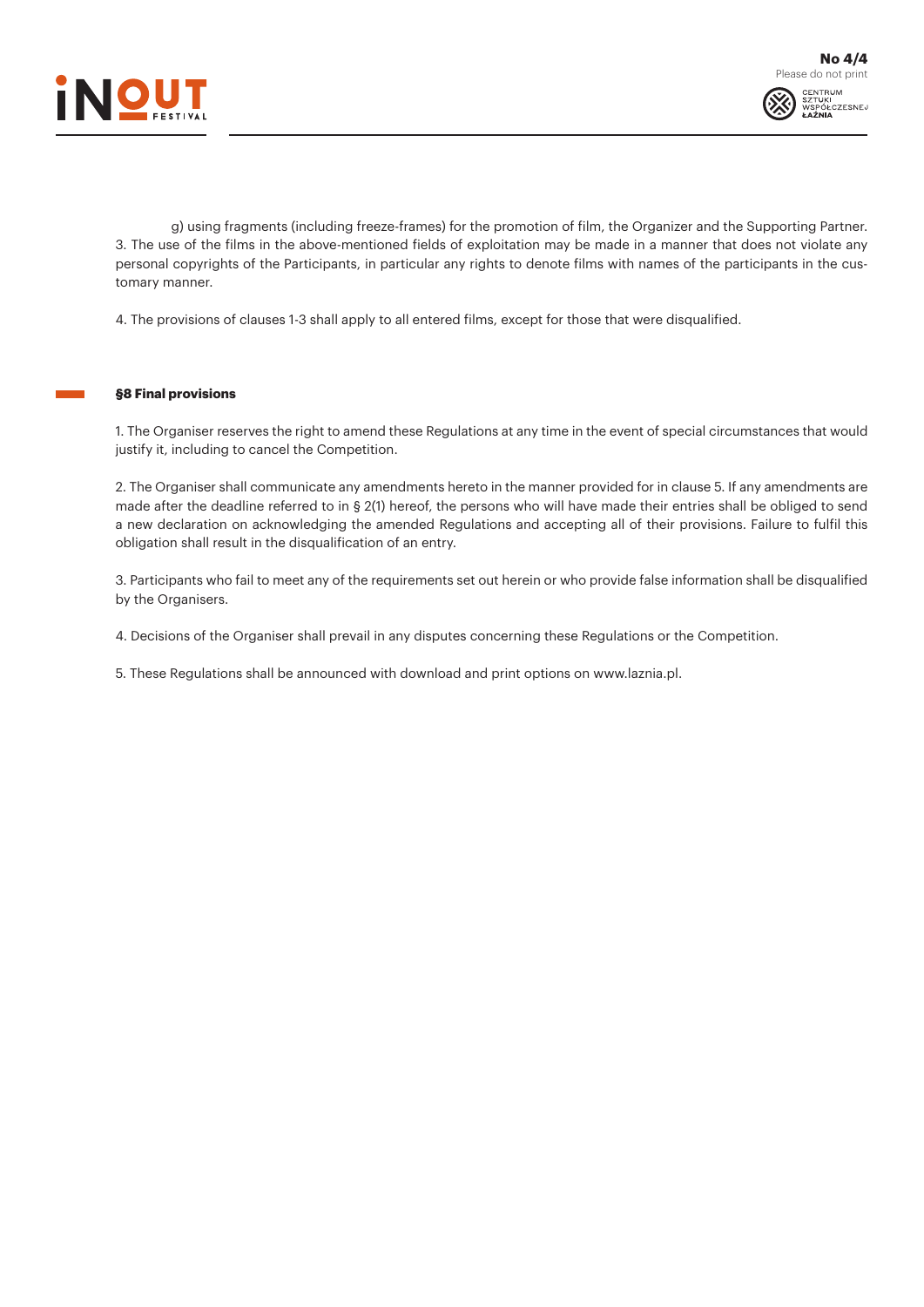g) using fragments (including freeze-frames) for the promotion of film, the Organizer and the Supporting Partner.
3. The use of the films in the above-mentioned fields of exploitation may be made in a manner that does not violate any personal copyrights of the Participants, in particular any rights to denote films with names of the participants in the customary manner.

4. The provisions of clauses 1-3 shall apply to all entered films, except for those that were disqualified.

## §8 Final provisions

1. The Organiser reserves the right to amend these Regulations at any time in the event of special circumstances that would justify it, including to cancel the Competition.

2. The Organiser shall communicate any amendments hereto in the manner provided for in clause 5. If any amendments are made after the deadline referred to in § 2(1) hereof, the persons who will have made their entries shall be obliged to send a new declaration on acknowledging the amended Regulations and accepting all of their provisions. Failure to fulfil this obligation shall result in the disqualification of an entry.

3. Participants who fail to meet any of the requirements set out herein or who provide false information shall be disqualified by the Organisers.

4. Decisions of the Organiser shall prevail in any disputes concerning these Regulations or the Competition.

5. These Regulations shall be announced with download and print options on www.laznia.pl.